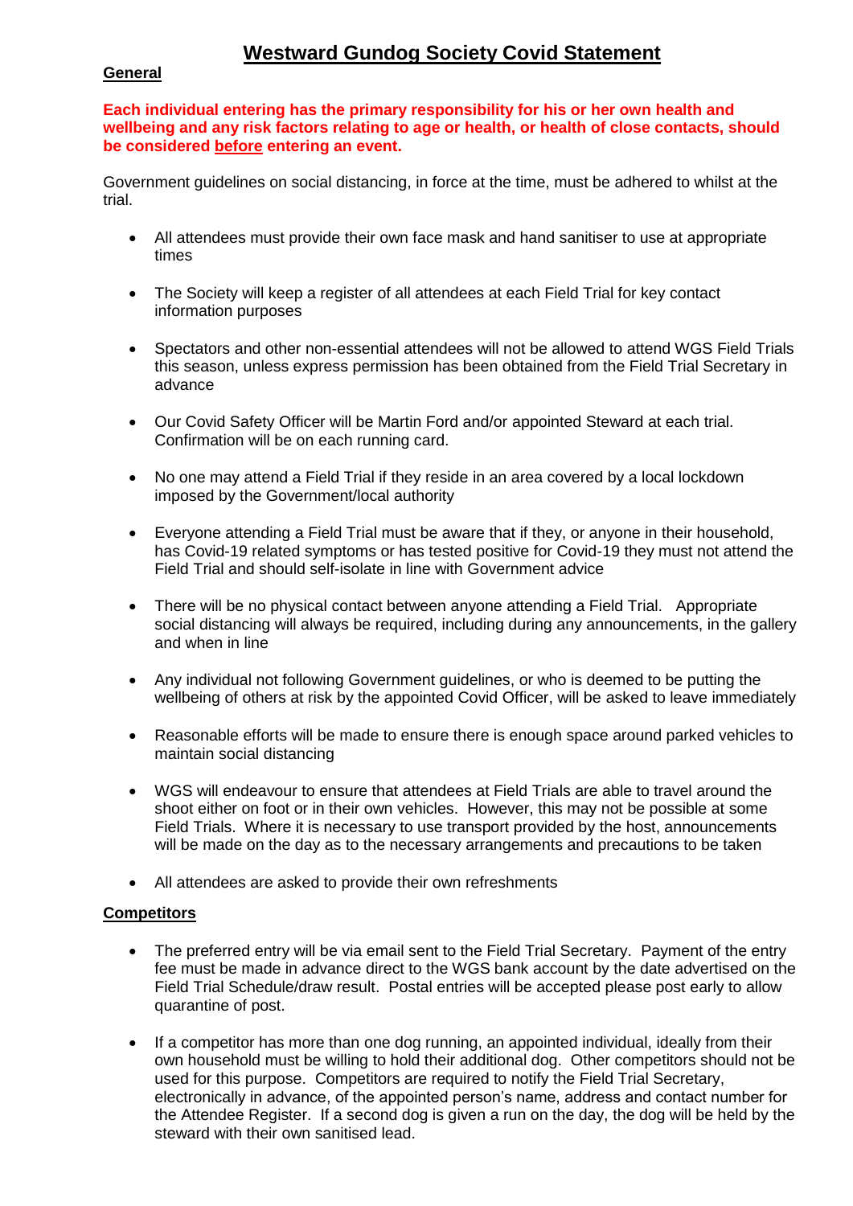# Westward Gundog Society Covid Statement

## General

**Each individual entering has the primary responsibility for his or her own health and wellbeing and any risk factors relating to age or health, or health of close contacts, should be considered before entering an event.**

Government guidelines on social distancing, in force at the time, must be adhered to whilst at the trial.

- All attendees must provide their own face mask and hand sanitiser to use at appropriate times
- The Society will keep a register of all attendees at each Field Trial for key contact information purposes
- Spectators and other non-essential attendees will not be allowed to attend WGS Field Trials this season, unless express permission has been obtained from the Field Trial Secretary in advance
- Our Covid Safety Officer will be Martin Ford and/or appointed Steward at each trial. Confirmation will be on each running card.
- No one may attend a Field Trial if they reside in an area covered by a local lockdown imposed by the Government/local authority
- Everyone attending a Field Trial must be aware that if they, or anyone in their household, has Covid-19 related symptoms or has tested positive for Covid-19 they must not attend the Field Trial and should self-isolate in line with Government advice
- There will be no physical contact between anyone attending a Field Trial. Appropriate social distancing will always be required, including during any announcements, in the gallery and when in line
- Any individual not following Government guidelines, or who is deemed to be putting the wellbeing of others at risk by the appointed Covid Officer, will be asked to leave immediately
- Reasonable efforts will be made to ensure there is enough space around parked vehicles to maintain social distancing
- WGS will endeavour to ensure that attendees at Field Trials are able to travel around the shoot either on foot or in their own vehicles. However, this may not be possible at some Field Trials. Where it is necessary to use transport provided by the host, announcements will be made on the day as to the necessary arrangements and precautions to be taken
- All attendees are asked to provide their own refreshments

## Competitors

- The preferred entry will be via email sent to the Field Trial Secretary. Payment of the entry fee must be made in advance direct to the WGS bank account by the date advertised on the Field Trial Schedule/draw result. Postal entries will be accepted please post early to allow quarantine of post.
- If a competitor has more than one dog running, an appointed individual, ideally from their own household must be willing to hold their additional dog. Other competitors should not be used for this purpose. Competitors are required to notify the Field Trial Secretary, electronically in advance, of the appointed person's name, address and contact number for the Attendee Register. If a second dog is given a run on the day, the dog will be held by the steward with their own sanitised lead.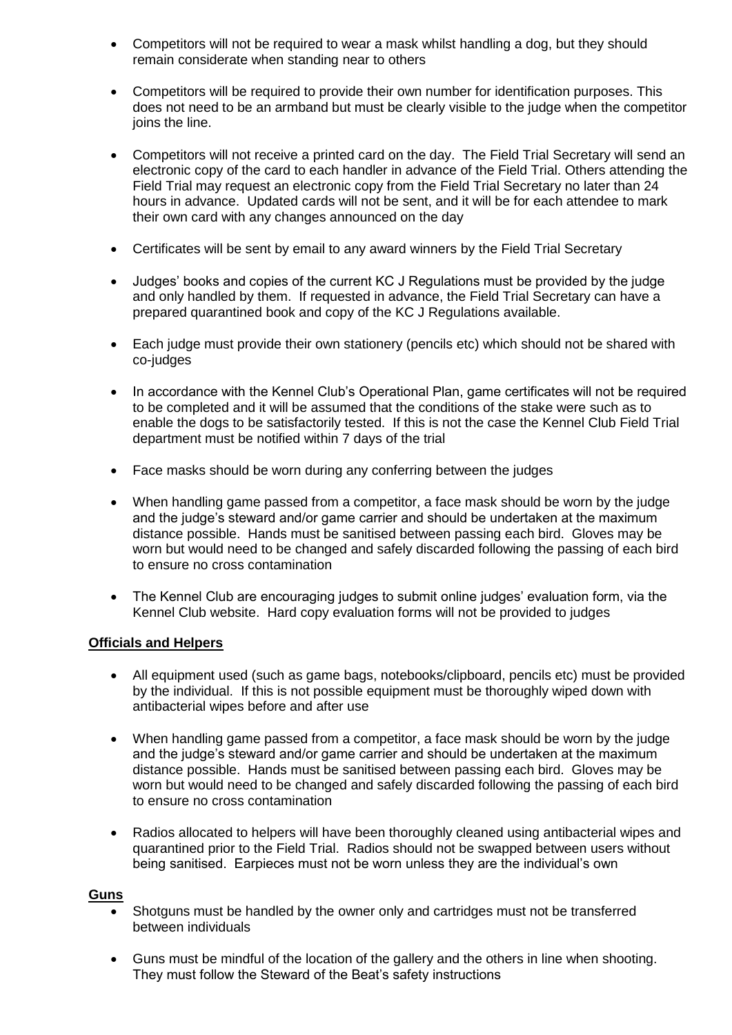- Competitors will not be required to wear a mask whilst handling a dog, but they should remain considerate when standing near to others

- Competitors will be required to provide their own number for identification purposes. This does not need to be an armband but must be clearly visible to the judge when the competitor joins the line.

- Competitors will not receive a printed card on the day. The Field Trial Secretary will send an electronic copy of the card to each handler in advance of the Field Trial. Others attending the Field Trial may request an electronic copy from the Field Trial Secretary no later than 24 hours in advance. Updated cards will not be sent, and it will be for each attendee to mark their own card with any changes announced on the day

- Certificates will be sent by email to any award winners by the Field Trial Secretary

- Judges' books and copies of the current KC J Regulations must be provided by the judge and only handled by them. If requested in advance, the Field Trial Secretary can have a prepared quarantined book and copy of the KC J Regulations available.

- Each judge must provide their own stationery (pencils etc) which should not be shared with co-judges

- In accordance with the Kennel Club's Operational Plan, game certificates will not be required to be completed and it will be assumed that the conditions of the stake were such as to enable the dogs to be satisfactorily tested. If this is not the case the Kennel Club Field Trial department must be notified within 7 days of the trial

- Face masks should be worn during any conferring between the judges

- When handling game passed from a competitor, a face mask should be worn by the judge and the judge's steward and/or game carrier and should be undertaken at the maximum distance possible. Hands must be sanitised between passing each bird. Gloves may be worn but would need to be changed and safely discarded following the passing of each bird to ensure no cross contamination

- The Kennel Club are encouraging judges to submit online judges' evaluation form, via the Kennel Club website. Hard copy evaluation forms will not be provided to judges

**Officials and Helpers**

- All equipment used (such as game bags, notebooks/clipboard, pencils etc) must be provided by the individual. If this is not possible equipment must be thoroughly wiped down with antibacterial wipes before and after use

- When handling game passed from a competitor, a face mask should be worn by the judge and the judge's steward and/or game carrier and should be undertaken at the maximum distance possible. Hands must be sanitised between passing each bird. Gloves may be worn but would need to be changed and safely discarded following the passing of each bird to ensure no cross contamination

- Radios allocated to helpers will have been thoroughly cleaned using antibacterial wipes and quarantined prior to the Field Trial. Radios should not be swapped between users without being sanitised. Earpieces must not be worn unless they are the individual's own

**Guns**

- Shotguns must be handled by the owner only and cartridges must not be transferred between individuals

- Guns must be mindful of the location of the gallery and the others in line when shooting. They must follow the Steward of the Beat's safety instructions